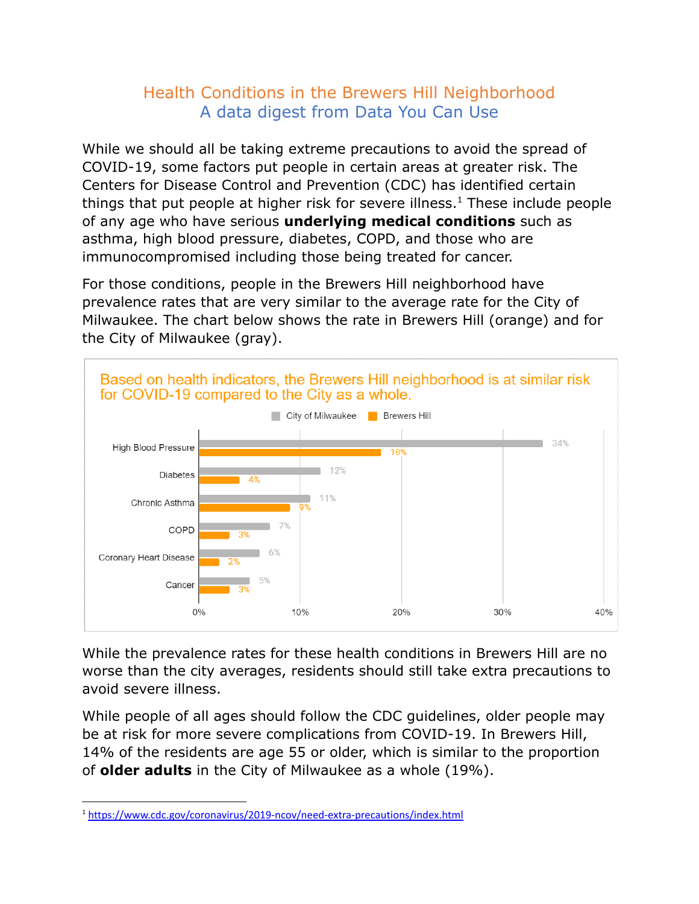# Health Conditions in the Brewers Hill Neighborhood

## A data digest from Data You Can Use

While we should all be taking extreme precautions to avoid the spread of COVID-19, some factors put people in certain areas at greater risk. The Centers for Disease Control and Prevention (CDC) has identified certain things that put people at higher risk for severe illness.[1] These include people of any age who have serious **underlying medical conditions** such as asthma, high blood pressure, diabetes, COPD, and those who are immunocompromised including those being treated for cancer.

For those conditions, people in the Brewers Hill neighborhood have prevalence rates that are very similar to the average rate for the City of Milwaukee. The chart below shows the rate in Brewers Hill (orange) and for the City of Milwaukee (gray).

**Based on health indicators, the Brewers Hill neighborhood is at similar risk for COVID-19 compared to the City as a whole.**

| Condition | City of Milwaukee | Brewers Hill |
|---|---|---|
| High Blood Pressure | 34% | 18% |
| Diabetes | 12% | 4% |
| Chronic Asthma | 11% | 9% |
| COPD | 7% | 3% |
| Coronary Heart Disease | 6% | 2% |
| Cancer | 5% | 3% |

While the prevalence rates for these health conditions in Brewers Hill are no worse than the city averages, residents should still take extra precautions to avoid severe illness.

While people of all ages should follow the CDC guidelines, older people may be at risk for more severe complications from COVID-19. In Brewers Hill, 14% of the residents are age 55 or older, which is similar to the proportion of **older adults** in the City of Milwaukee as a whole (19%).

---

[1] https://www.cdc.gov/coronavirus/2019-ncov/need-extra-precautions/index.html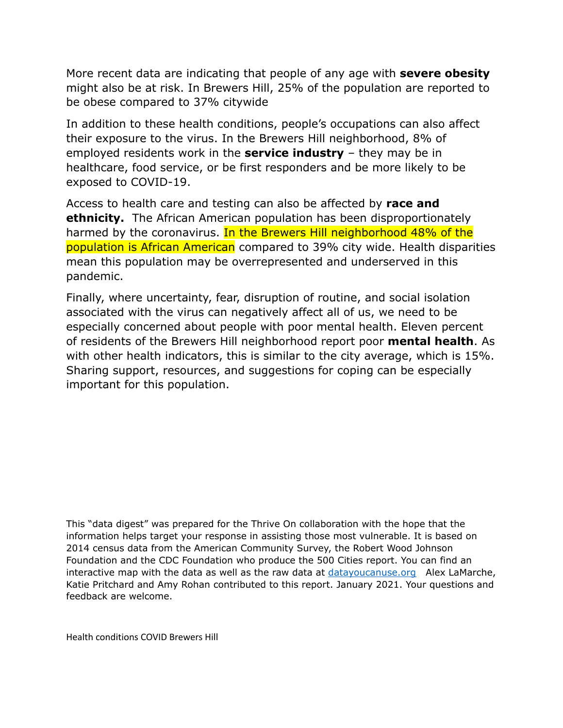More recent data are indicating that people of any age with **severe obesity** might also be at risk. In Brewers Hill, 25% of the population are reported to be obese compared to 37% citywide

In addition to these health conditions, people's occupations can also affect their exposure to the virus. In the Brewers Hill neighborhood, 8% of employed residents work in the **service industry** – they may be in healthcare, food service, or be first responders and be more likely to be exposed to COVID-19.

Access to health care and testing can also be affected by **race and ethnicity.** The African American population has been disproportionately harmed by the coronavirus. In the Brewers Hill neighborhood 48% of the population is African American compared to 39% city wide. Health disparities mean this population may be overrepresented and underserved in this pandemic.

Finally, where uncertainty, fear, disruption of routine, and social isolation associated with the virus can negatively affect all of us, we need to be especially concerned about people with poor mental health. Eleven percent of residents of the Brewers Hill neighborhood report poor **mental health**. As with other health indicators, this is similar to the city average, which is 15%. Sharing support, resources, and suggestions for coping can be especially important for this population.

This "data digest" was prepared for the Thrive On collaboration with the hope that the information helps target your response in assisting those most vulnerable. It is based on 2014 census data from the American Community Survey, the Robert Wood Johnson Foundation and the CDC Foundation who produce the 500 Cities report. You can find an interactive map with the data as well as the raw data at [datayoucanuse.org](datayoucanuse.org) Alex LaMarche, Katie Pritchard and Amy Rohan contributed to this report. January 2021. Your questions and feedback are welcome.